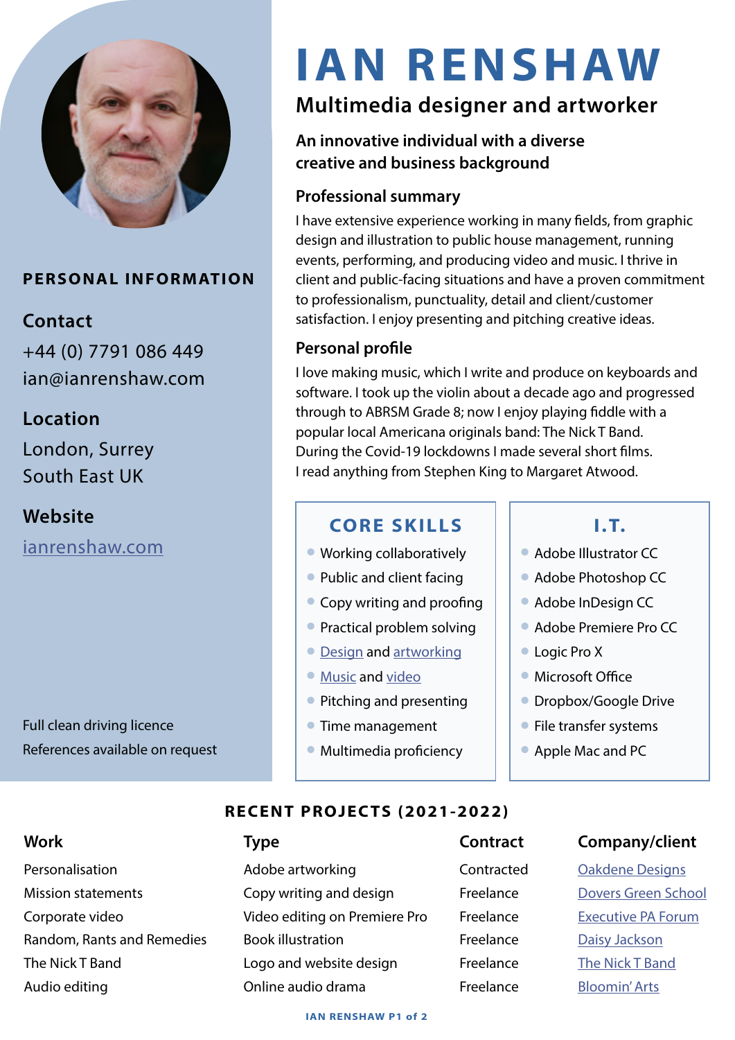# IAN RENSHAW

## Multimedia designer and artworker

**An innovative individual with a diverse creative and business background**

### Professional summary

I have extensive experience working in many fields, from graphic design and illustration to public house management, running events, performing, and producing video and music. I thrive in client and public-facing situations and have a proven commitment to professionalism, punctuality, detail and client/customer satisfaction. I enjoy presenting and pitching creative ideas.

### Personal profile

I love making music, which I write and produce on keyboards and software. I took up the violin about a decade ago and progressed through to ABRSM Grade 8; now I enjoy playing fiddle with a popular local Americana originals band: The Nick T Band. During the Covid-19 lockdowns I made several short films. I read anything from Stephen King to Margaret Atwood.

## PERSONAL INFORMATION

### Contact

+44 (0) 7791 086 449
ian@ianrenshaw.com

### Location

London, Surrey
South East UK

### Website

ianrenshaw.com

Full clean driving licence
References available on request

## CORE SKILLS

- Working collaboratively
- Public and client facing
- Copy writing and proofing
- Practical problem solving
- Design and artworking
- Music and video
- Pitching and presenting
- Time management
- Multimedia proficiency

## I.T.

- Adobe Illustrator CC
- Adobe Photoshop CC
- Adobe InDesign CC
- Adobe Premiere Pro CC
- Logic Pro X
- Microsoft Office
- Dropbox/Google Drive
- File transfer systems
- Apple Mac and PC

## RECENT PROJECTS (2021-2022)

| Work | Type | Contract | Company/client |
|---|---|---|---|
| Personalisation | Adobe artworking | Contracted | Oakdene Designs |
| Mission statements | Copy writing and design | Freelance | Dovers Green School |
| Corporate video | Video editing on Premiere Pro | Freelance | Executive PA Forum |
| Random, Rants and Remedies | Book illustration | Freelance | Daisy Jackson |
| The Nick T Band | Logo and website design | Freelance | The Nick T Band |
| Audio editing | Online audio drama | Freelance | Bloomin' Arts |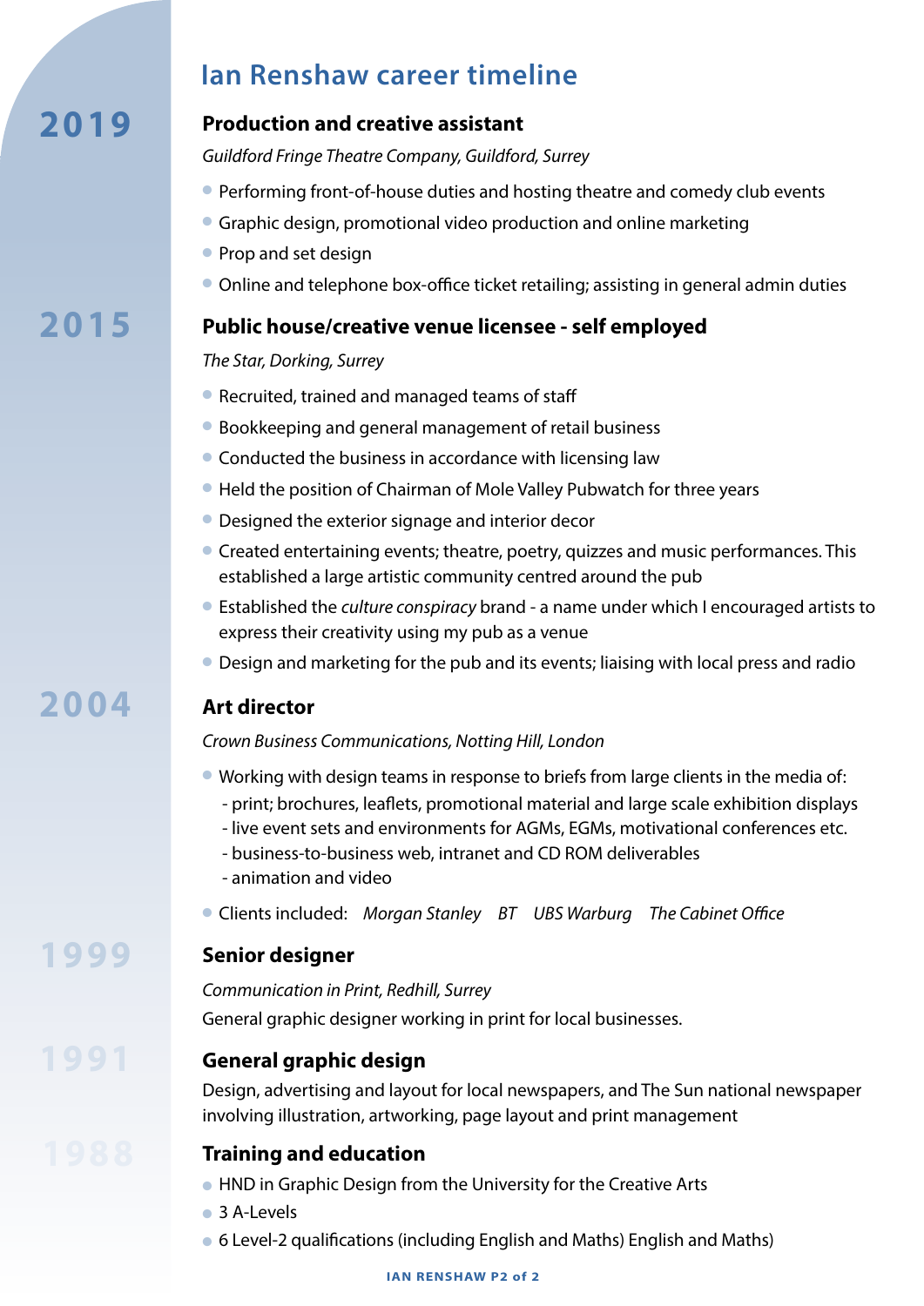# Ian Renshaw career timeline

**2019**

## Production and creative assistant

*Guildford Fringe Theatre Company, Guildford, Surrey*

- Performing front-of-house duties and hosting theatre and comedy club events
- Graphic design, promotional video production and online marketing
- Prop and set design
- Online and telephone box-office ticket retailing; assisting in general admin duties

**2015**

## Public house/creative venue licensee - self employed

*The Star, Dorking, Surrey*

- Recruited, trained and managed teams of staff
- Bookkeeping and general management of retail business
- Conducted the business in accordance with licensing law
- Held the position of Chairman of Mole Valley Pubwatch for three years
- Designed the exterior signage and interior decor
- Created entertaining events; theatre, poetry, quizzes and music performances. This established a large artistic community centred around the pub
- Established the *culture conspiracy* brand - a name under which I encouraged artists to express their creativity using my pub as a venue
- Design and marketing for the pub and its events; liaising with local press and radio

**2004**

## Art director

*Crown Business Communications, Notting Hill, London*

- Working with design teams in response to briefs from large clients in the media of:
  - print; brochures, leaflets, promotional material and large scale exhibition displays
  - live event sets and environments for AGMs, EGMs, motivational conferences etc.
  - business-to-business web, intranet and CD ROM deliverables
  - animation and video
- Clients included: *Morgan Stanley* *BT* *UBS Warburg* *The Cabinet Office*

**1999**

## Senior designer

*Communication in Print, Redhill, Surrey*

General graphic designer working in print for local businesses.

**1991**

## General graphic design

Design, advertising and layout for local newspapers, and The Sun national newspaper involving illustration, artworking, page layout and print management

**1988**

## Training and education

- HND in Graphic Design from the University for the Creative Arts
- 3 A-Levels
- 6 Level-2 qualifications (including English and Maths) English and Maths)